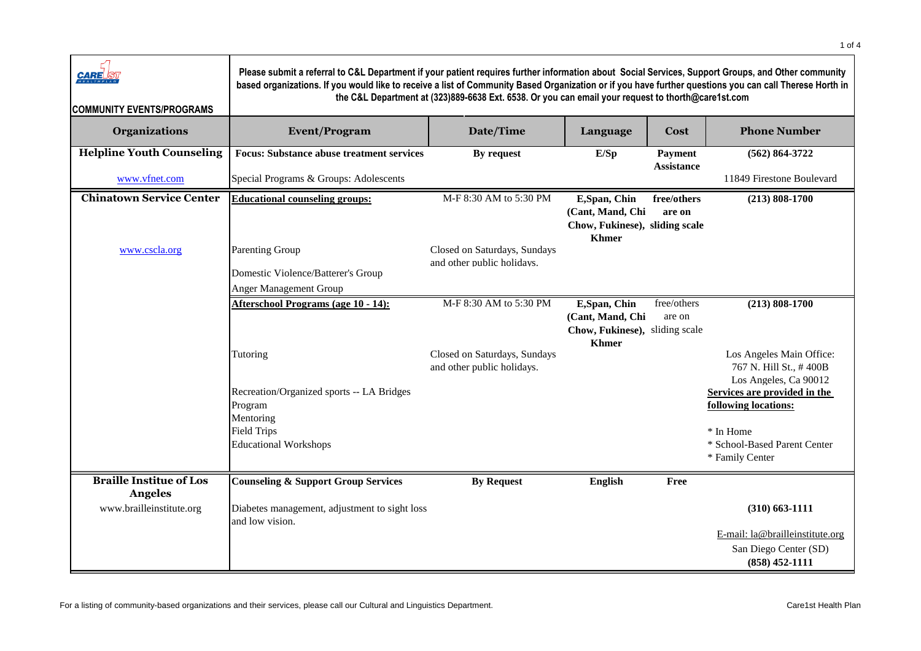CARE 1ST HEALTH PLAN

**COMMUNITY EVENTS/PROGRAMS**

**Please submit a referral to C&L Department if your patient requires further information about Social Services, Support Groups, and Other community based organizations. If you would like to receive a list of Community Based Organization or if you have further questions you can call Therese Horth in the C&L Department at (323)889-6638 Ext. 6538. Or you can email your request to thorth@care1st.com**

| Organizations | Event/Program | Date/Time | Language | Cost | Phone Number |
|---|---|---|---|---|---|
| **Helpline Youth Counseling** | **Focus: Substance abuse treatment services** | **By request** | **E/Sp** | **Payment Assistance** | **(562) 864-3722** |
| www.vfnet.com | Special Programs & Groups: Adolescents | | | | 11849 Firestone Boulevard |
| **Chinatown Service Center** | **Educational counseling groups:** | M-F 8:30 AM to 5:30 PM | **E,Span, Chin (Cant, Mand, Chi Chow, Fukinese), Khmer** | **free/others are on sliding scale** | **(213) 808-1700** |
| www.cscla.org | Parenting Group | Closed on Saturdays, Sundays and other public holidays. | | | |
| | Domestic Violence/Batterer's Group | | | | |
| | Anger Management Group | | | | |
| | **Afterschool Programs (age 10 - 14):** | M-F 8:30 AM to 5:30 PM | **E,Span, Chin (Cant, Mand, Chi Chow, Fukinese), Khmer** | free/others are on sliding scale | **(213) 808-1700** |
| | Tutoring | Closed on Saturdays, Sundays and other public holidays. | | | Los Angeles Main Office: 767 N. Hill St., # 400B Los Angeles, Ca 90012 |
| | Recreation/Organized sports -- LA Bridges Program | | | | **Services are provided in the following locations:** |
| | Mentoring | | | | |
| | Field Trips | | | | * In Home |
| | Educational Workshops | | | | * School-Based Parent Center<br>* Family Center |
| **Braille Institue of Los Angeles** | **Counseling & Support Group Services** | **By Request** | **English** | **Free** | |
| www.brailleinstitute.org | Diabetes management, adjustment to sight loss and low vision. | | | | **(310) 663-1111** |
| | | | | | E-mail: la@brailleinstitute.org |
| | | | | | San Diego Center (SD) **(858) 452-1111** |

For a listing of community-based organizations and their services, please call our Cultural and Linguistics Department.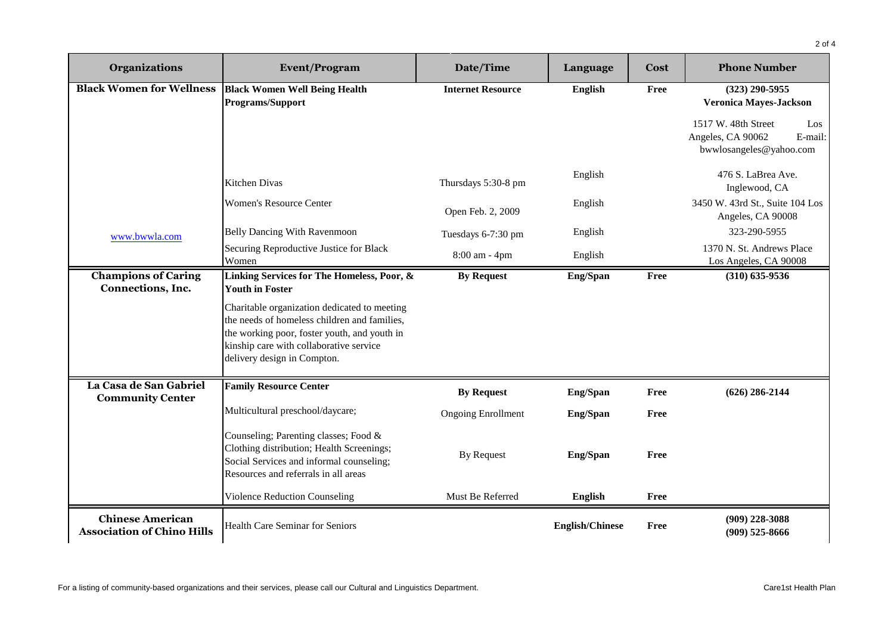| Organizations | Event/Program | Date/Time | Language | Cost | Phone Number |
| --- | --- | --- | --- | --- | --- |
| **Black Women for Wellness** | **Black Women Well Being Health Programs/Support** | **Internet Resource** | **English** | **Free** | **(323) 290-5955** **Veronica Mayes-Jackson** 1517 W. 48th Street Los Angeles, CA 90062 E-mail: bwwlosangeles@yahoo.com |
| | Kitchen Divas | Thursdays 5:30-8 pm | English | | 476 S. LaBrea Ave. Inglewood, CA |
| | Women's Resource Center | Open Feb. 2, 2009 | English | | 3450 W. 43rd St., Suite 104 Los Angeles, CA 90008 |
| www.bwwla.com | Belly Dancing With Ravenmoon | Tuesdays 6-7:30 pm | English | | 323-290-5955 |
| | Securing Reproductive Justice for Black Women | 8:00 am - 4pm | English | | 1370 N. St. Andrews Place Los Angeles, CA 90008 |
| **Champions of Caring Connections, Inc.** | **Linking Services for The Homeless, Poor, & Youth in Foster** Charitable organization dedicated to meeting the needs of homeless children and families, the working poor, foster youth, and youth in kinship care with collaborative service delivery design in Compton. | **By Request** | **Eng/Span** | **Free** | **(310) 635-9536** |
| **La Casa de San Gabriel Community Center** | **Family Resource Center** | **By Request** | **Eng/Span** | **Free** | **(626) 286-2144** |
| | Multicultural preschool/daycare; | Ongoing Enrollment | **Eng/Span** | **Free** | |
| | Counseling; Parenting classes; Food & Clothing distribution; Health Screenings; Social Services and informal counseling; Resources and referrals in all areas | By Request | **Eng/Span** | **Free** | |
| | Violence Reduction Counseling | Must Be Referred | **English** | **Free** | |
| **Chinese American Association of Chino Hills** | Health Care Seminar for Seniors | | **English/Chinese** | **Free** | **(909) 228-3088** **(909) 525-8666** |

For a listing of community-based organizations and their services, please call our Cultural and Linguistics Department.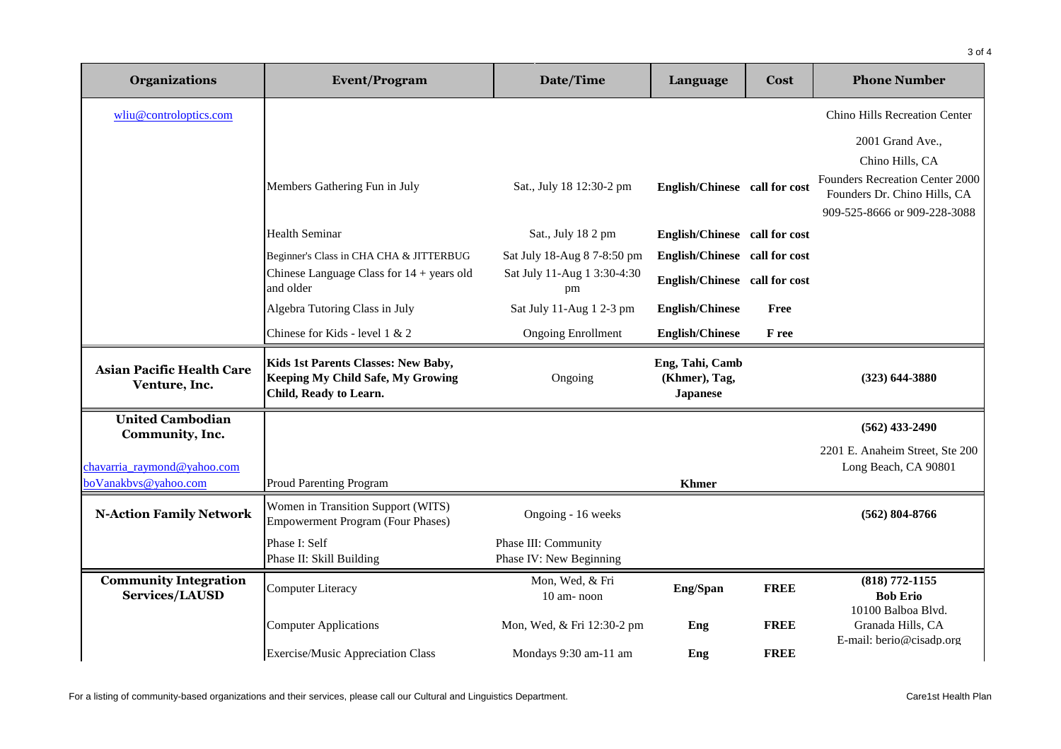| Organizations | Event/Program | Date/Time | Language | Cost | Phone Number |
|---|---|---|---|---|---|
| wliu@controloptics.com | | | | | Chino Hills Recreation Center 2001 Grand Ave., Chino Hills, CA |
| | Members Gathering Fun in July | Sat., July 18 12:30-2 pm | **English/Chinese** | **call for cost** | Founders Recreation Center 2000 Founders Dr. Chino Hills, CA 909-525-8666 or 909-228-3088 |
| | Health Seminar | Sat., July 18 2 pm | **English/Chinese** | **call for cost** | |
| | Beginner's Class in CHA CHA & JITTERBUG | Sat July 18-Aug 8 7-8:50 pm | **English/Chinese** | **call for cost** | |
| | Chinese Language Class for 14 + years old and older | Sat July 11-Aug 1 3:30-4:30 pm | **English/Chinese** | **call for cost** | |
| | Algebra Tutoring Class in July | Sat July 11-Aug 1 2-3 pm | **English/Chinese** | **Free** | |
| | Chinese for Kids - level 1 & 2 | Ongoing Enrollment | **English/Chinese** | **F ree** | |
| **Asian Pacific Health Care Venture, Inc.** | **Kids 1st Parents Classes: New Baby, Keeping My Child Safe, My Growing Child, Ready to Learn.** | Ongoing | **Eng, Tahi, Camb (Khmer), Tag, Japanese** | | **(323) 644-3880** |
| **United Cambodian Community, Inc.** chavarria_raymond@yahoo.com boVanakbvs@yahoo.com | Proud Parenting Program | | **Khmer** | | **(562) 433-2490** 2201 E. Anaheim Street, Ste 200 Long Beach, CA 90801 |
| **N-Action Family Network** | Women in Transition Support (WITS) Empowerment Program (Four Phases) | Ongoing - 16 weeks | | | **(562) 804-8766** |
| | Phase I: Self Phase II: Skill Building | Phase III: Community Phase IV: New Beginning | | | |
| **Community Integration Services/LAUSD** | Computer Literacy | Mon, Wed, & Fri 10 am- noon | **Eng/Span** | **FREE** | **(818) 772-1155** **Bob Erio** 10100 Balboa Blvd. Granada Hills, CA E-mail: berio@cisadp.org |
| | Computer Applications | Mon, Wed, & Fri 12:30-2 pm | **Eng** | **FREE** | |
| | Exercise/Music Appreciation Class | Mondays 9:30 am-11 am | **Eng** | **FREE** | |

For a listing of community-based organizations and their services, please call our Cultural and Linguistics Department.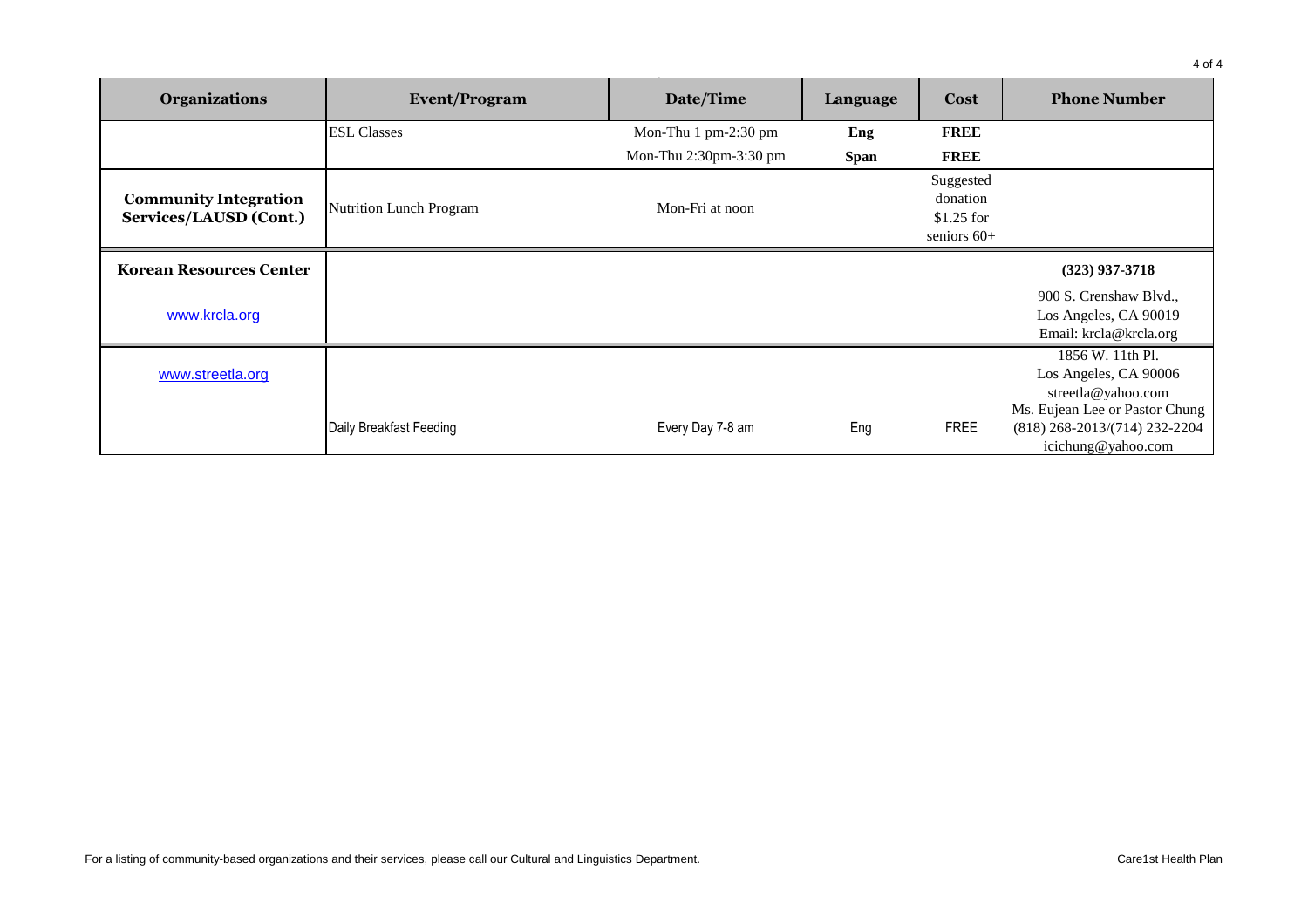| Organizations | Event/Program | Date/Time | Language | Cost | Phone Number |
| --- | --- | --- | --- | --- | --- |
| | ESL Classes | Mon-Thu 1 pm-2:30 pm | **Eng** | **FREE** | |
| | | Mon-Thu 2:30pm-3:30 pm | **Span** | **FREE** | |
| **Community Integration Services/LAUSD (Cont.)** | Nutrition Lunch Program | Mon-Fri at noon | | Suggested donation $1.25 for seniors 60+ | |
| **Korean Resources Center** www.krcla.org | | | | | **(323) 937-3718** 900 S. Crenshaw Blvd., Los Angeles, CA 90019 Email: krcla@krcla.org |
| www.streetla.org | Daily Breakfast Feeding | Every Day 7-8 am | Eng | FREE | 1856 W. 11th Pl. Los Angeles, CA 90006 streetla@yahoo.com Ms. Eujean Lee or Pastor Chung (818) 268-2013/(714) 232-2204 icichung@yahoo.com |

For a listing of community-based organizations and their services, please call our Cultural and Linguistics Department.

Care1st Health Plan